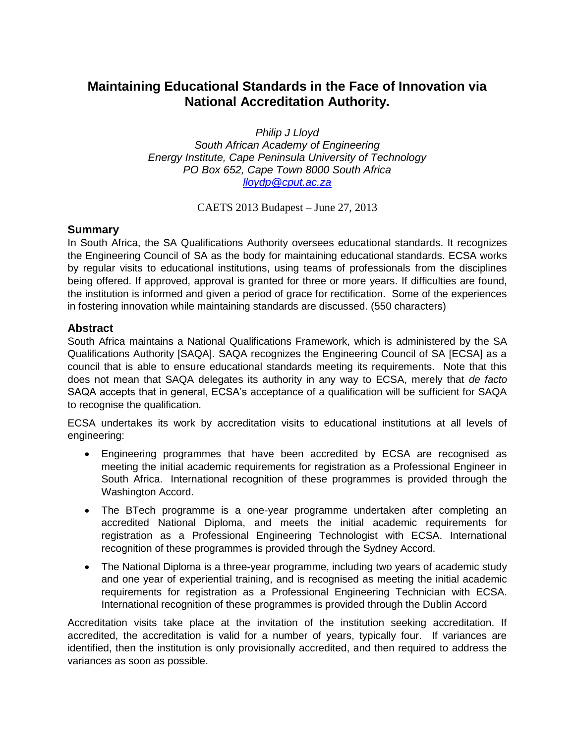# Maintaining Educational Standards in the Face of Innovation via National Accreditation Authority.

*Philip J Lloyd*
*South African Academy of Engineering*
*Energy Institute, Cape Peninsula University of Technology*
*PO Box 652, Cape Town 8000 South Africa*
*lloydp@cput.ac.za*

CAETS 2013 Budapest – June 27, 2013

## Summary

In South Africa, the SA Qualifications Authority oversees educational standards. It recognizes the Engineering Council of SA as the body for maintaining educational standards. ECSA works by regular visits to educational institutions, using teams of professionals from the disciplines being offered. If approved, approval is granted for three or more years. If difficulties are found, the institution is informed and given a period of grace for rectification. Some of the experiences in fostering innovation while maintaining standards are discussed. (550 characters)

## Abstract

South Africa maintains a National Qualifications Framework, which is administered by the SA Qualifications Authority [SAQA]. SAQA recognizes the Engineering Council of SA [ECSA] as a council that is able to ensure educational standards meeting its requirements. Note that this does not mean that SAQA delegates its authority in any way to ECSA, merely that *de facto* SAQA accepts that in general, ECSA's acceptance of a qualification will be sufficient for SAQA to recognise the qualification.

ECSA undertakes its work by accreditation visits to educational institutions at all levels of engineering:

- Engineering programmes that have been accredited by ECSA are recognised as meeting the initial academic requirements for registration as a Professional Engineer in South Africa. International recognition of these programmes is provided through the Washington Accord.
- The BTech programme is a one-year programme undertaken after completing an accredited National Diploma, and meets the initial academic requirements for registration as a Professional Engineering Technologist with ECSA. International recognition of these programmes is provided through the Sydney Accord.
- The National Diploma is a three-year programme, including two years of academic study and one year of experiential training, and is recognised as meeting the initial academic requirements for registration as a Professional Engineering Technician with ECSA. International recognition of these programmes is provided through the Dublin Accord

Accreditation visits take place at the invitation of the institution seeking accreditation. If accredited, the accreditation is valid for a number of years, typically four. If variances are identified, then the institution is only provisionally accredited, and then required to address the variances as soon as possible.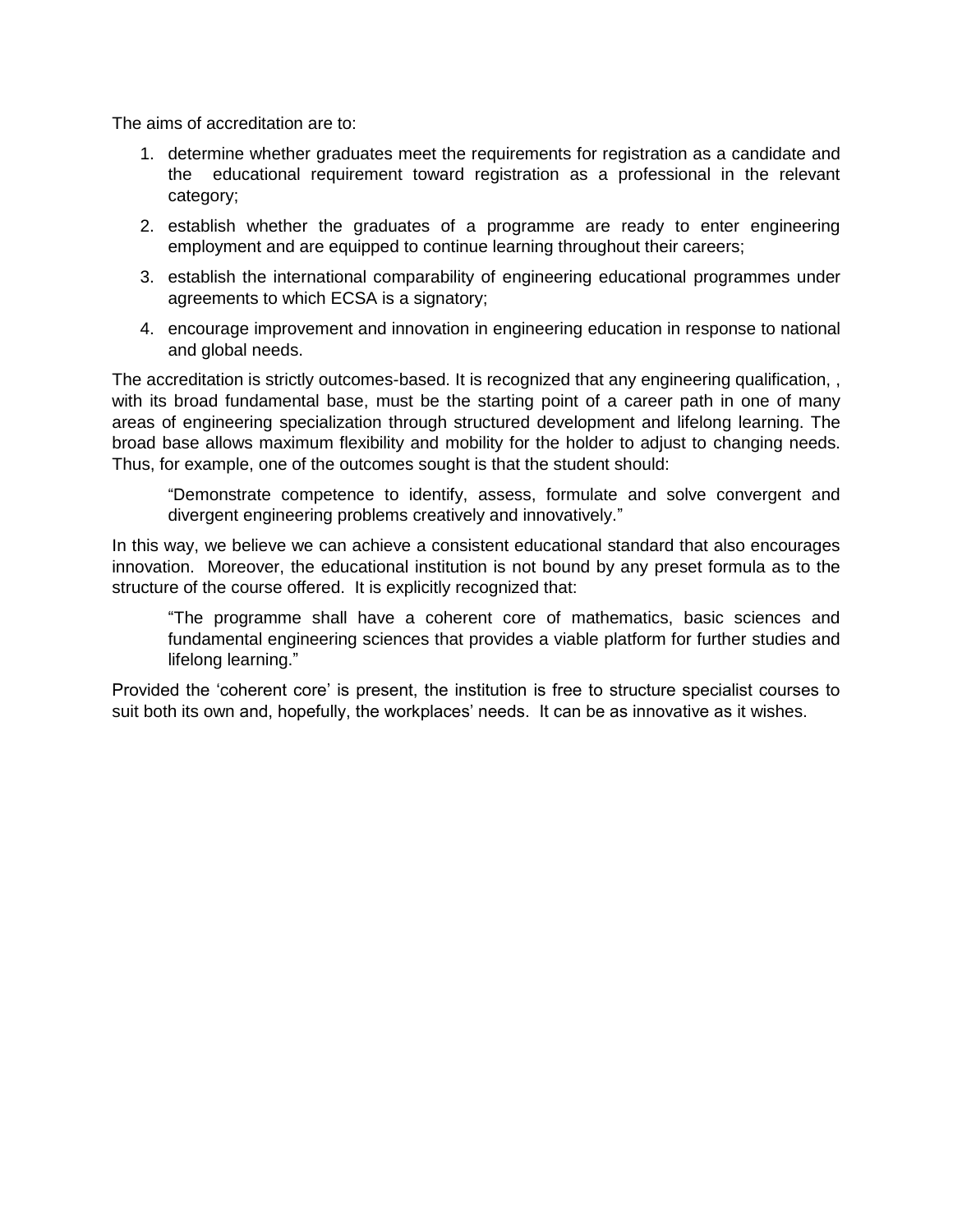The aims of accreditation are to:

1. determine whether graduates meet the requirements for registration as a candidate and the educational requirement toward registration as a professional in the relevant category;
2. establish whether the graduates of a programme are ready to enter engineering employment and are equipped to continue learning throughout their careers;
3. establish the international comparability of engineering educational programmes under agreements to which ECSA is a signatory;
4. encourage improvement and innovation in engineering education in response to national and global needs.

The accreditation is strictly outcomes-based. It is recognized that any engineering qualification, , with its broad fundamental base, must be the starting point of a career path in one of many areas of engineering specialization through structured development and lifelong learning. The broad base allows maximum flexibility and mobility for the holder to adjust to changing needs. Thus, for example, one of the outcomes sought is that the student should:

> "Demonstrate competence to identify, assess, formulate and solve convergent and divergent engineering problems creatively and innovatively."

In this way, we believe we can achieve a consistent educational standard that also encourages innovation. Moreover, the educational institution is not bound by any preset formula as to the structure of the course offered. It is explicitly recognized that:

> "The programme shall have a coherent core of mathematics, basic sciences and fundamental engineering sciences that provides a viable platform for further studies and lifelong learning."

Provided the 'coherent core' is present, the institution is free to structure specialist courses to suit both its own and, hopefully, the workplaces' needs. It can be as innovative as it wishes.